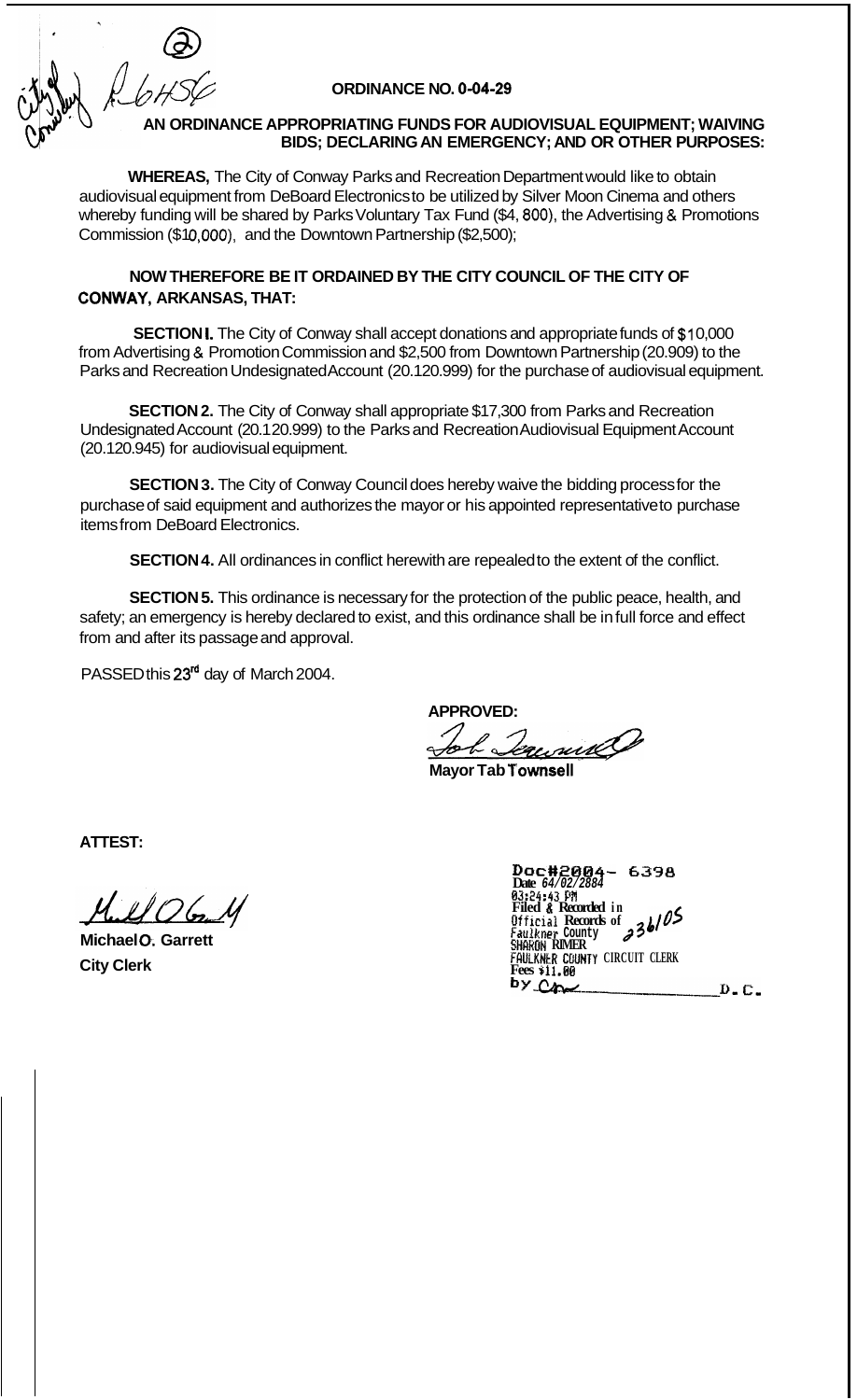City of Conway R-6456 (2)

**ORDINANCE NO. 0-04-29**

**AN ORDINANCE APPROPRIATING FUNDS FOR AUDIOVISUAL EQUIPMENT; WAIVING BIDS; DECLARING AN EMERGENCY; AND OR OTHER PURPOSES:**

**WHEREAS,** The City of Conway Parks and Recreation Department would like to obtain audiovisual equipment from DeBoard Electronics to be utilized by Silver Moon Cinema and others whereby funding will be shared by Parks Voluntary Tax Fund ($4,800), the Advertising & Promotions Commission ($10,000), and the Downtown Partnership ($2,500);

**NOW THEREFORE BE IT ORDAINED BY THE CITY COUNCIL OF THE CITY OF CONWAY, ARKANSAS, THAT:**

**SECTION I.** The City of Conway shall accept donations and appropriate funds of $10,000 from Advertising & Promotion Commission and $2,500 from Downtown Partnership (20.909) to the Parks and Recreation Undesignated Account (20.120.999) for the purchase of audiovisual equipment.

**SECTION 2.** The City of Conway shall appropriate $17,300 from Parks and Recreation Undesignated Account (20.120.999) to the Parks and Recreation Audiovisual Equipment Account (20.120.945) for audiovisual equipment.

**SECTION 3.** The City of Conway Council does hereby waive the bidding process for the purchase of said equipment and authorizes the mayor or his appointed representative to purchase items from DeBoard Electronics.

**SECTION 4.** All ordinances in conflict herewith are repealed to the extent of the conflict.

**SECTION 5.** This ordinance is necessary for the protection of the public peace, health, and safety; an emergency is hereby declared to exist, and this ordinance shall be in full force and effect from and after its passage and approval.

PASSED this 23rd day of March 2004.

**APPROVED:**

[signature]

**Mayor Tab Townsell**

**ATTEST:**

[signature]

**Michael O. Garrett**
**City Clerk**

Doc#2004- 6398
Date 04/02/2004
03:24:43 PM
Filed & Recorded in
Official Records of
Faulkner County
SHARON RIMER
FAULKNER COUNTY CIRCUIT CLERK
Fees $11.00
by ______ D.C.

236/05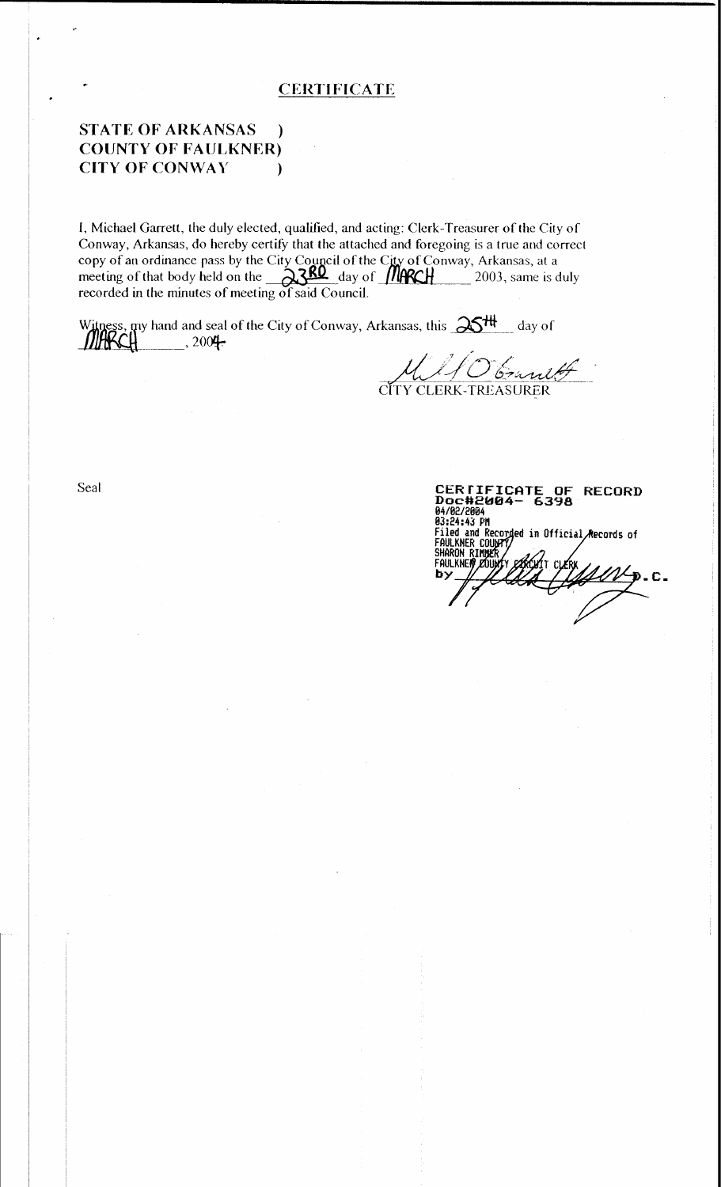## CERTIFICATE

**STATE OF ARKANSAS )**
**COUNTY OF FAULKNER)**
**CITY OF CONWAY )**

I, Michael Garrett, the duly elected, qualified, and acting: Clerk-Treasurer of the City of Conway, Arkansas, do hereby certify that the attached and foregoing is a true and correct copy of an ordinance pass by the City Council of the City of Conway, Arkansas, at a meeting of that body held on the 23RD day of MARCH 2003, same is duly recorded in the minutes of meeting of said Council.

Witness, my hand and seal of the City of Conway, Arkansas, this 25th day of MARCH, 2004.

CITY CLERK-TREASURER

Seal

CERTIFICATE OF RECORD
Doc#2004- 6398
04/02/2004
03:24:43 PM
Filed and Recorded in Official Records of
FAULKNER COUNTY
SHARON RIMMER
FAULKNER COUNTY CIRCUIT CLERK
by ________ D.C.